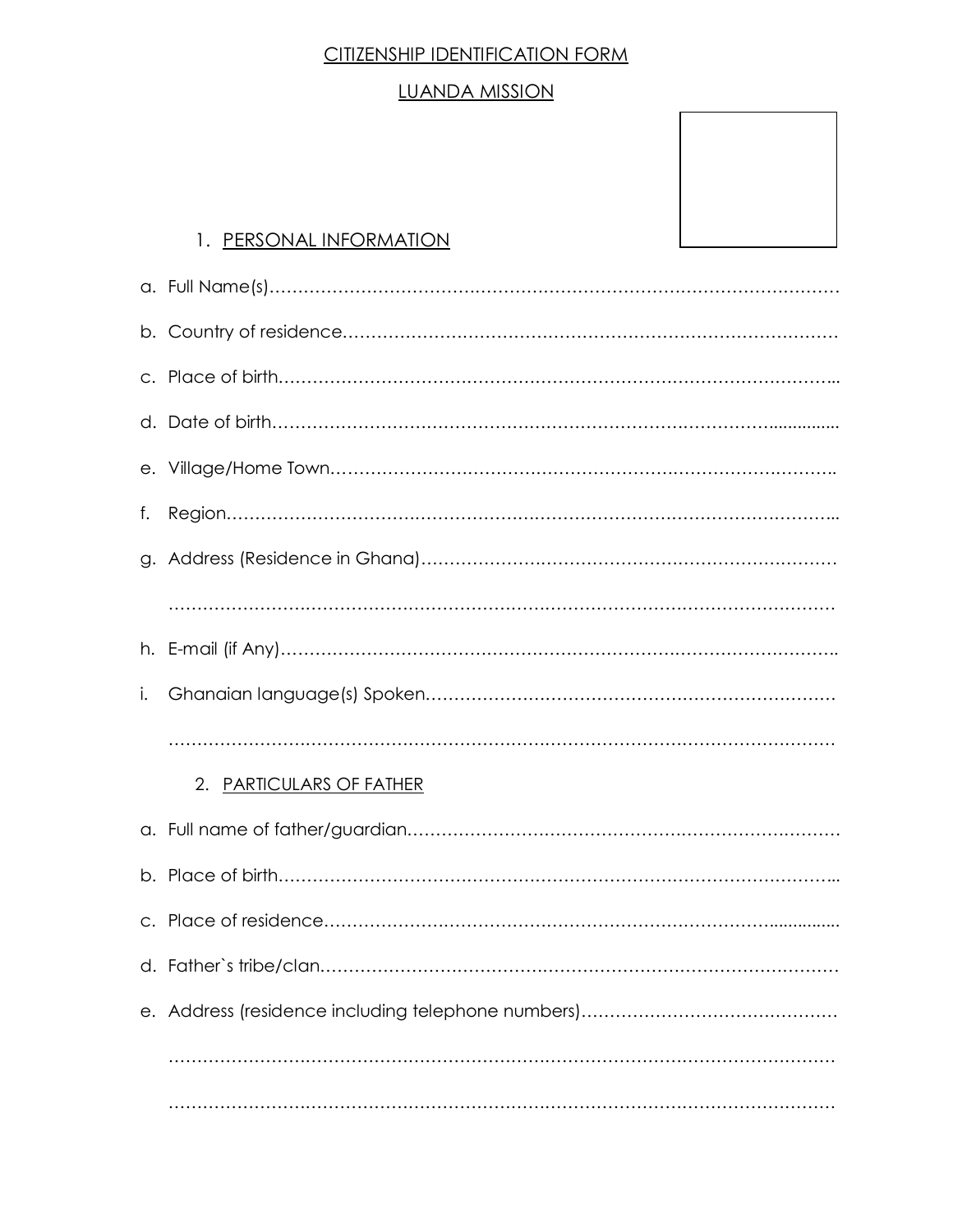# CITIZENSHIP IDENTIFICATION FORM

## LUANDA MISSION

### 1. PERSONAL INFORMATION

a. Full Name(s)……………………………………………………………………………………

b. Country of residence……………………………………………………………………………

c. Place of birth……………………………………………………………………………………..

d. Date of birth……………………………………………………………………………...............

e. Village/Home Town……………………………………………………………………………….

f. Region……………………………………………………………………………………………..

g. Address (Residence in Ghana)…………………………………………………………………

……………………………………………………………………………………………………………

h. E-mail (if Any)……………………………………………………………………………………..

i. Ghanaian language(s) Spoken………………………………………………………………

……………………………………………………………………………………………………………

### 2. PARTICULARS OF FATHER

a. Full name of father/guardian…………………………………………………………………

b. Place of birth……………………………………………………………………………………..

c. Place of residence……………………………………………………………………...............

d. Father`s tribe/clan………………………………………………………………………………

e. Address (residence including telephone numbers)………………………………………

……………………………………………………………………………………………………………

……………………………………………………………………………………………………………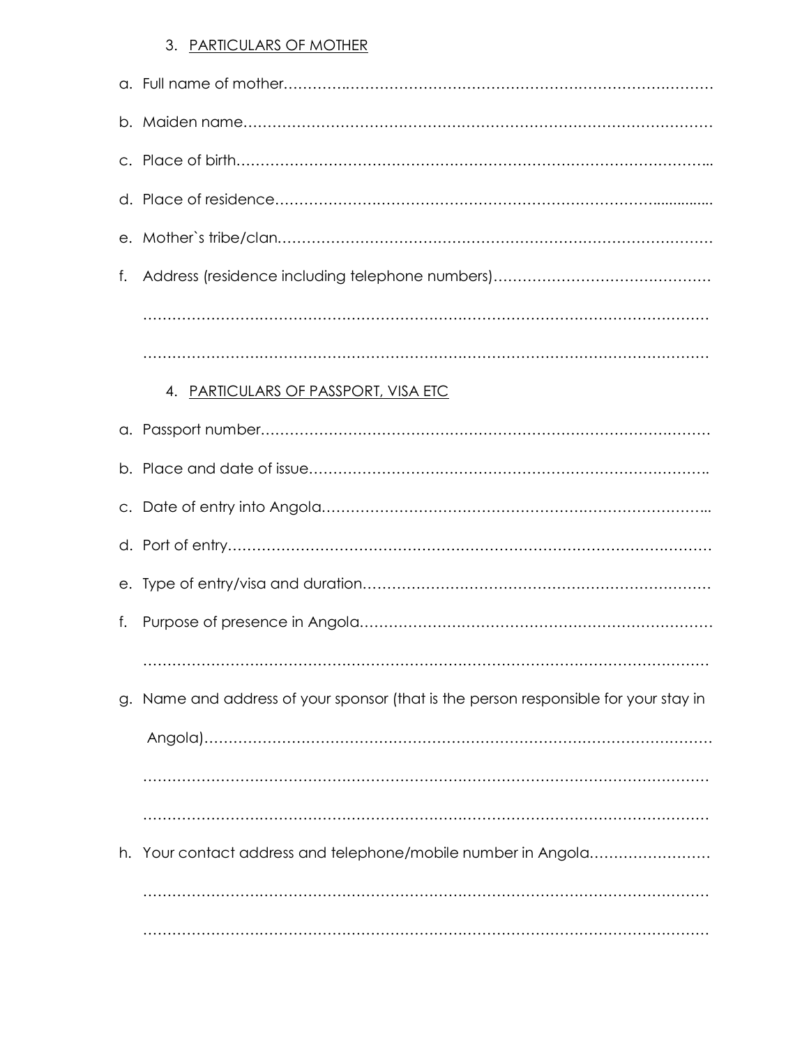3. PARTICULARS OF MOTHER

a. Full name of mother…………………………………………………………………………………

b. Maiden name…………………………………………………………………………………………

c. Place of birth…………………………………………………………………………………………..

d. Place of residence………………………………………………………………………...............

e. Mother`s tribe/clan……………………………………………………………………………………

f. Address (residence including telephone numbers)………………………………………

………………………………………………………………………………………………………………

………………………………………………………………………………………………………………

4. PARTICULARS OF PASSPORT, VISA ETC

a. Passport number……………………………………………………………………………………

b. Place and date of issue…………………………………………………………………………….

c. Date of entry into Angola…………………………………………………………………………..

d. Port of entry…………………………………………………………………………………………

e. Type of entry/visa and duration……………………………………………………………………

f. Purpose of presence in Angola…………………………………………………………………

………………………………………………………………………………………………………………

g. Name and address of your sponsor (that is the person responsible for your stay in Angola)…………………………………………………………………………………………

………………………………………………………………………………………………………………

………………………………………………………………………………………………………………

h. Your contact address and telephone/mobile number in Angola……………………

………………………………………………………………………………………………………………

………………………………………………………………………………………………………………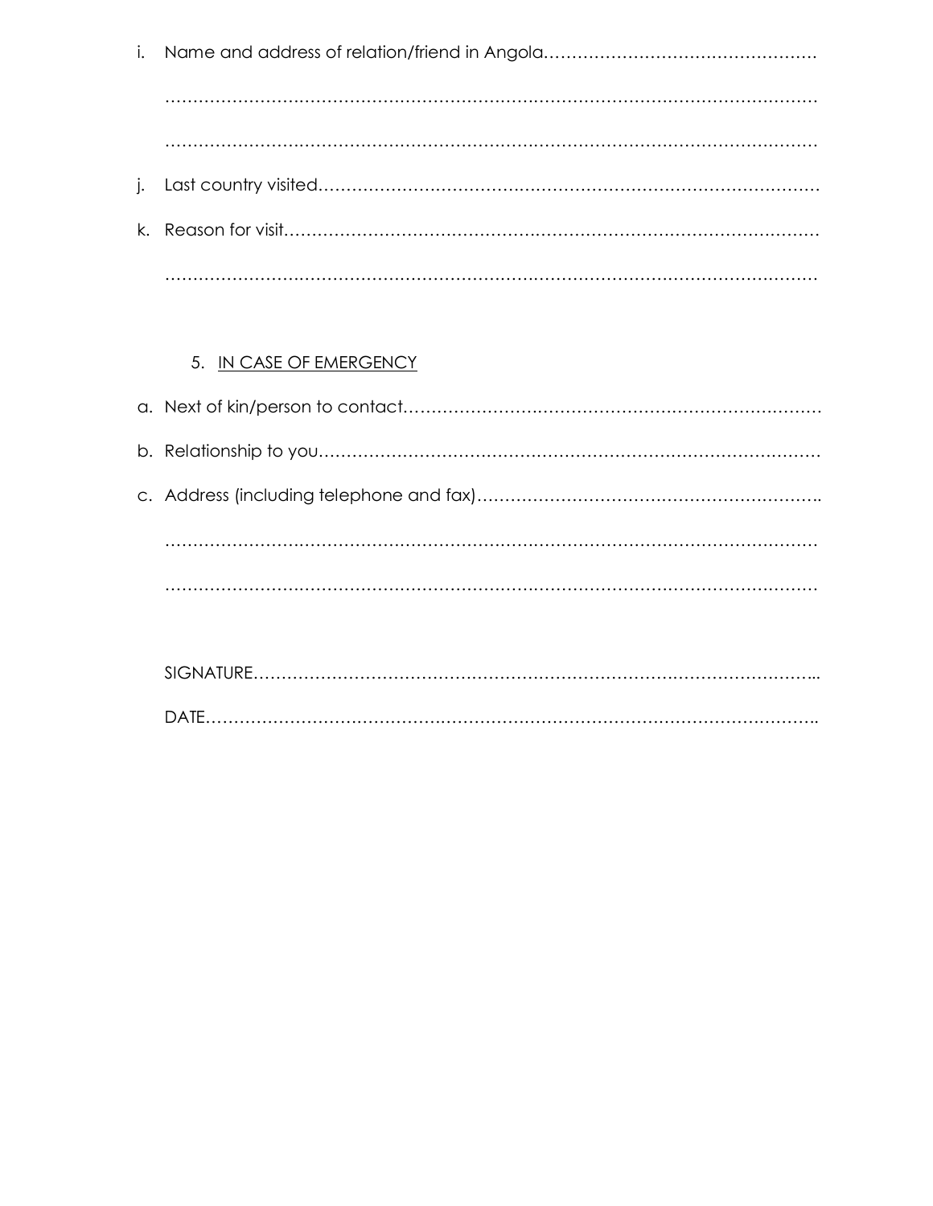i. Name and address of relation/friend in Angola…………………………………………

………………………………………………………………………………………………………

………………………………………………………………………………………………………

j. Last country visited……………………………………………………………………………

k. Reason for visit…………………………………………………………………………………

………………………………………………………………………………………………………

5. <u>IN CASE OF EMERGENCY</u>

a. Next of kin/person to contact………………………………………………………………

b. Relationship to you……………………………………………………………………………

c. Address (including telephone and fax)……………………………………………………..

………………………………………………………………………………………………………

………………………………………………………………………………………………………

SIGNATURE………………………………………………………………………………………..

DATE……………………………………………………………………………………………….